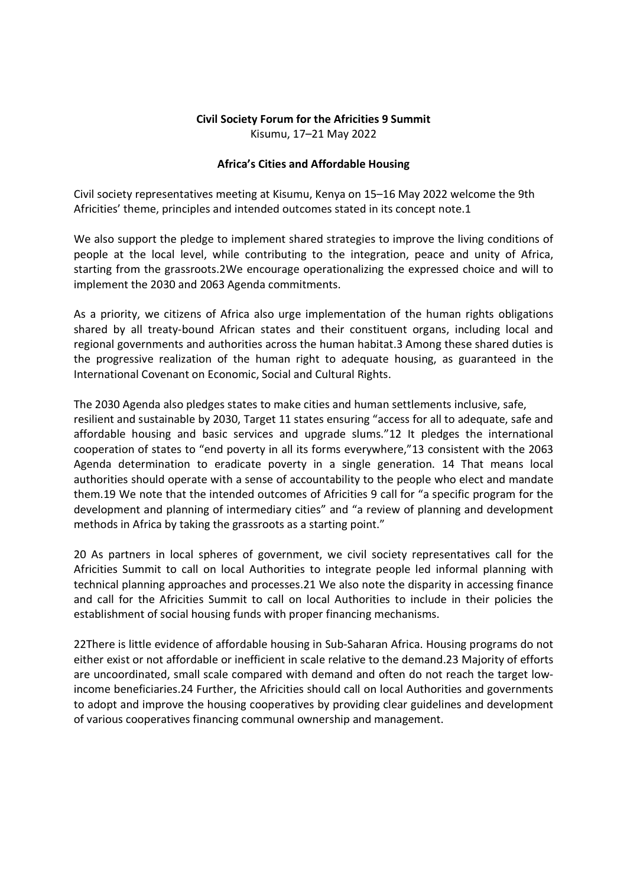**Civil Society Forum for the Africities 9 Summit**
Kisumu, 17–21 May 2022

**Africa's Cities and Affordable Housing**

Civil society representatives meeting at Kisumu, Kenya on 15–16 May 2022 welcome the 9th Africities' theme, principles and intended outcomes stated in its concept note.[1]

We also support the pledge to implement shared strategies to improve the living conditions of people at the local level, while contributing to the integration, peace and unity of Africa, starting from the grassroots.[2] We encourage operationalizing the expressed choice and will to implement the 2030 and 2063 Agenda commitments.

As a priority, we citizens of Africa also urge implementation of the human rights obligations shared by all treaty-bound African states and their constituent organs, including local and regional governments and authorities across the human habitat.[3] Among these shared duties is the progressive realization of the human right to adequate housing, as guaranteed in the International Covenant on Economic, Social and Cultural Rights.

The 2030 Agenda also pledges states to make cities and human settlements inclusive, safe, resilient and sustainable by 2030, Target 11 states ensuring "access for all to adequate, safe and affordable housing and basic services and upgrade slums."[12] It pledges the international cooperation of states to "end poverty in all its forms everywhere,"[13] consistent with the 2063 Agenda determination to eradicate poverty in a single generation. [14] That means local authorities should operate with a sense of accountability to the people who elect and mandate them.[19] We note that the intended outcomes of Africities 9 call for "a specific program for the development and planning of intermediary cities" and "a review of planning and development methods in Africa by taking the grassroots as a starting point."

[20] As partners in local spheres of government, we civil society representatives call for the Africities Summit to call on local Authorities to integrate people led informal planning with technical planning approaches and processes.[21] We also note the disparity in accessing finance and call for the Africities Summit to call on local Authorities to include in their policies the establishment of social housing funds with proper financing mechanisms.

[22]There is little evidence of affordable housing in Sub-Saharan Africa. Housing programs do not either exist or not affordable or inefficient in scale relative to the demand.[23] Majority of efforts are uncoordinated, small scale compared with demand and often do not reach the target low-income beneficiaries.[24] Further, the Africities should call on local Authorities and governments to adopt and improve the housing cooperatives by providing clear guidelines and development of various cooperatives financing communal ownership and management.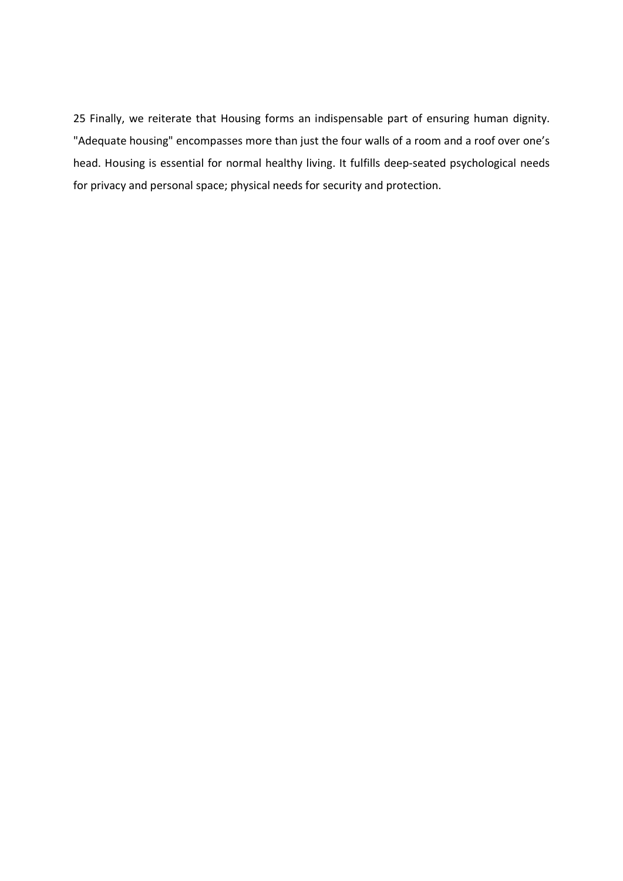25 Finally, we reiterate that Housing forms an indispensable part of ensuring human dignity. "Adequate housing" encompasses more than just the four walls of a room and a roof over one's head. Housing is essential for normal healthy living. It fulfills deep-seated psychological needs for privacy and personal space; physical needs for security and protection.